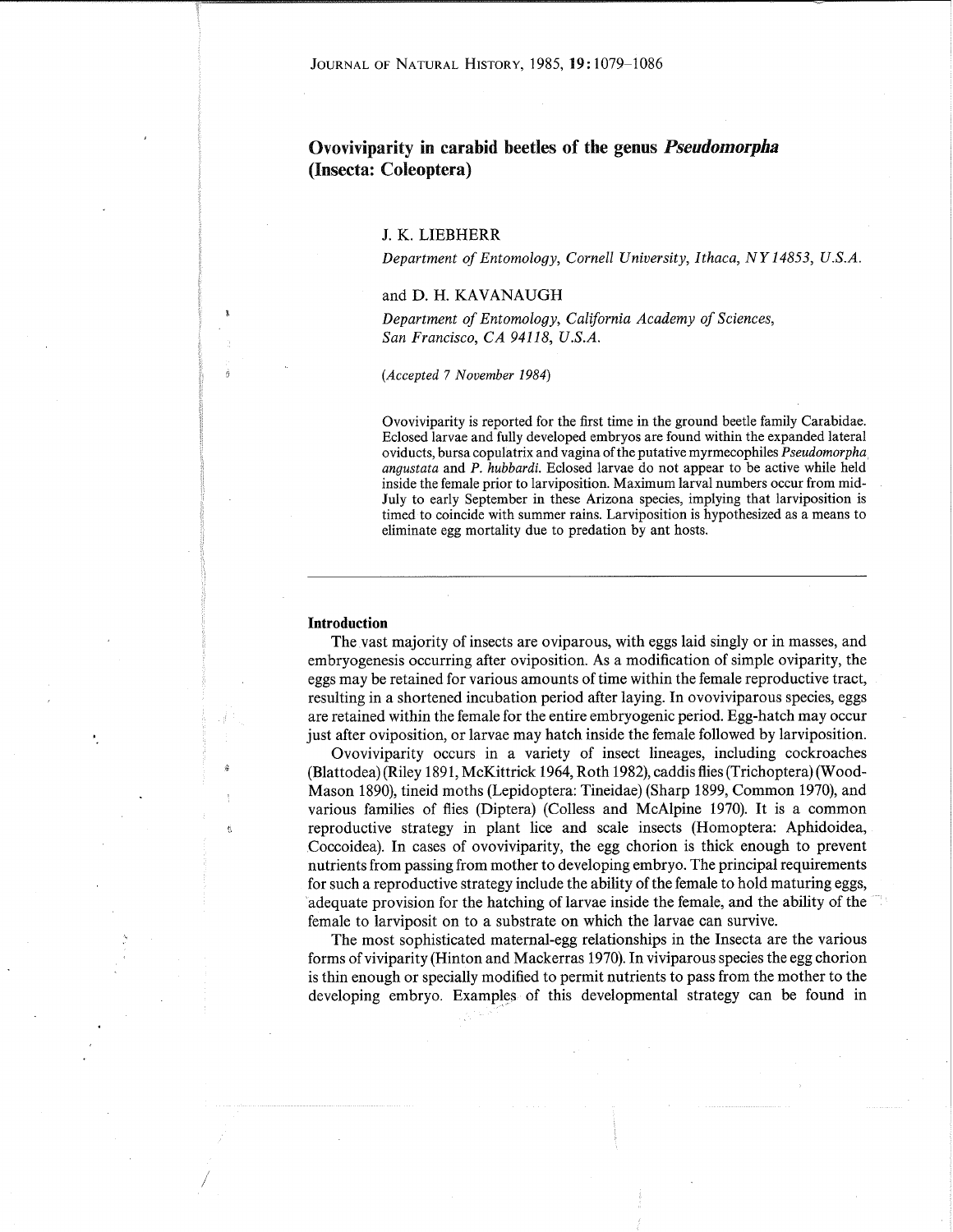# Ovoviviparity in carabid beetles of the genus *Pseudomorpha* (Insecta: Coleoptera)

J. K. LIEBHERR

*Department of Entomology, Cornell University, Ithaca, NY 14853, U.S.A.*

and D. H. KAVANAUGH

*Department of Entomology, California Academy of Sciences, San Francisco, CA 94118, U.S.A.*

*(Accepted 7 November 1984)*

Ovoviviparity is reported for the first time in the ground beetle family Carabidae. Eclosed larvae and fully developed embryos are found within the expanded lateral oviducts, bursa copulatrix and vagina of the putative myrmecophiles *Pseudomorpha angustata* and *P. hubbardi*. Eclosed larvae do not appear to be active while held inside the female prior to larviposition. Maximum larval numbers occur from mid-July to early September in these Arizona species, implying that larviposition is timed to coincide with summer rains. Larviposition is hypothesized as a means to eliminate egg mortality due to predation by ant hosts.

## Introduction

The vast majority of insects are oviparous, with eggs laid singly or in masses, and embryogenesis occurring after oviposition. As a modification of simple oviparity, the eggs may be retained for various amounts of time within the female reproductive tract, resulting in a shortened incubation period after laying. In ovoviviparous species, eggs are retained within the female for the entire embryogenic period. Egg-hatch may occur just after oviposition, or larvae may hatch inside the female followed by larviposition.

Ovoviviparity occurs in a variety of insect lineages, including cockroaches (Blattodea) (Riley 1891, McKittrick 1964, Roth 1982), caddis flies (Trichoptera) (Wood-Mason 1890), tineid moths (Lepidoptera: Tineidae) (Sharp 1899, Common 1970), and various families of flies (Diptera) (Colless and McAlpine 1970). It is a common reproductive strategy in plant lice and scale insects (Homoptera: Aphidoidea, Coccoidea). In cases of ovoviviparity, the egg chorion is thick enough to prevent nutrients from passing from mother to developing embryo. The principal requirements for such a reproductive strategy include the ability of the female to hold maturing eggs, adequate provision for the hatching of larvae inside the female, and the ability of the female to larviposit on to a substrate on which the larvae can survive.

The most sophisticated maternal-egg relationships in the Insecta are the various forms of viviparity (Hinton and Mackerras 1970). In viviparous species the egg chorion is thin enough or specially modified to permit nutrients to pass from the mother to the developing embryo. Examples of this developmental strategy can be found in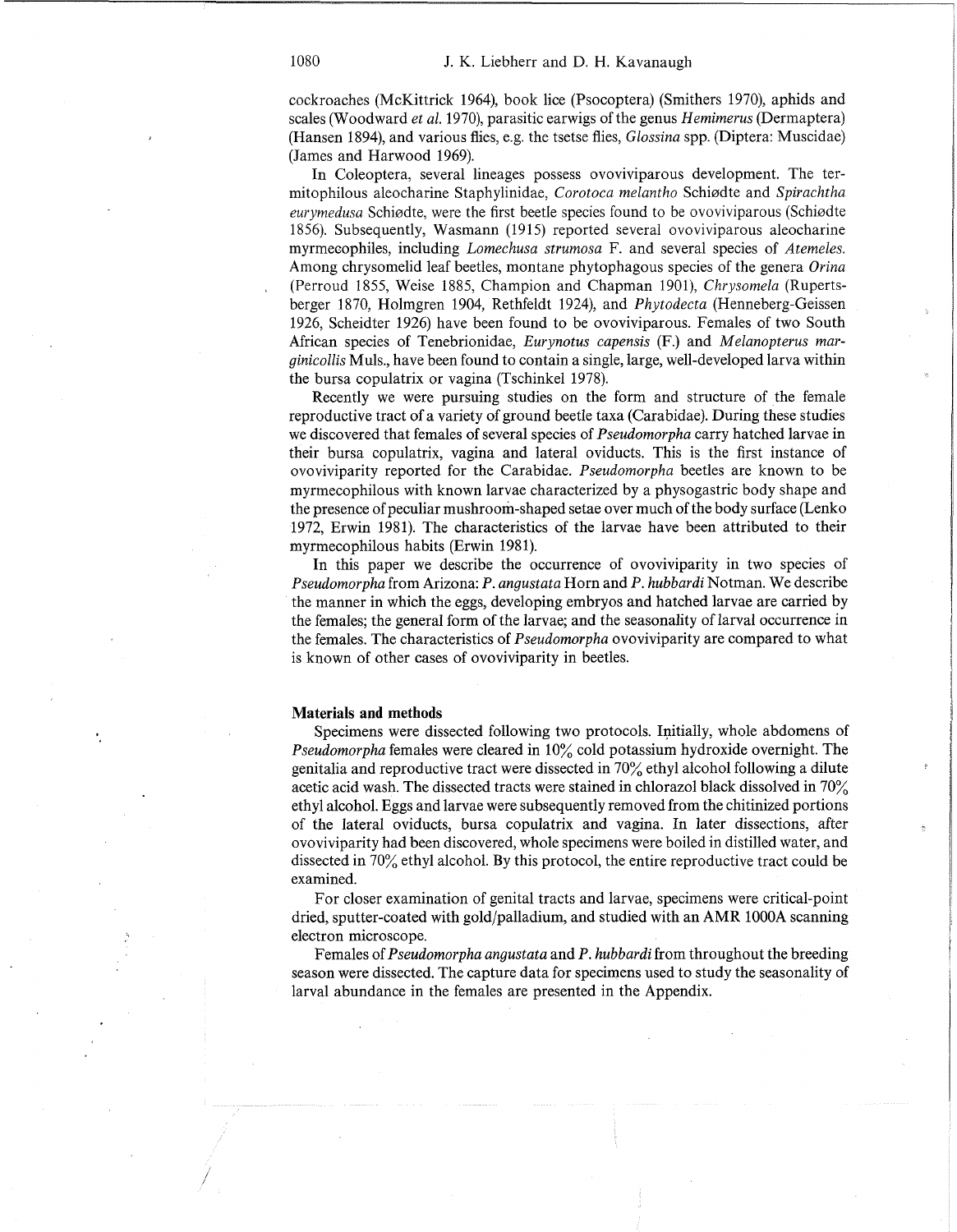cockroaches (McKittrick 1964), book lice (Psocoptera) (Smithers 1970), aphids and scales (Woodward *et al.* 1970), parasitic earwigs of the genus *Hemimerus* (Dermaptera) (Hansen 1894), and various flies, e.g. the tsetse flies, *Glossina* spp. (Diptera: Muscidae) (James and Harwood 1969).

In Coleoptera, several lineages possess ovoviviparous development. The termitophilous aleocharine Staphylinidae, *Corotoca melantho* Schiødte and *Spirachtha eurymedusa* Schiødte, were the first beetle species found to be ovoviviparous (Schiødte 1856). Subsequently, Wasmann (1915) reported several ovoviviparous aleocharine myrmecophiles, including *Lomechusa strumosa* F. and several species of *Atemeles*. Among chrysomelid leaf beetles, montane phytophagous species of the genera *Orina* (Perroud 1855, Weise 1885, Champion and Chapman 1901), *Chrysomela* (Rupertsberger 1870, Holmgren 1904, Rethfeldt 1924), and *Phytodecta* (Henneberg-Geissen 1926, Scheidter 1926) have been found to be ovoviviparous. Females of two South African species of Tenebrionidae, *Eurynotus capensis* (F.) and *Melanopterus marginicollis* Muls., have been found to contain a single, large, well-developed larva within the bursa copulatrix or vagina (Tschinkel 1978).

Recently we were pursuing studies on the form and structure of the female reproductive tract of a variety of ground beetle taxa (Carabidae). During these studies we discovered that females of several species of *Pseudomorpha* carry hatched larvae in their bursa copulatrix, vagina and lateral oviducts. This is the first instance of ovoviviparity reported for the Carabidae. *Pseudomorpha* beetles are known to be myrmecophilous with known larvae characterized by a physogastric body shape and the presence of peculiar mushroom-shaped setae over much of the body surface (Lenko 1972, Erwin 1981). The characteristics of the larvae have been attributed to their myrmecophilous habits (Erwin 1981).

In this paper we describe the occurrence of ovoviviparity in two species of *Pseudomorpha* from Arizona: *P. angustata* Horn and *P. hubbardi* Notman. We describe the manner in which the eggs, developing embryos and hatched larvae are carried by the females; the general form of the larvae; and the seasonality of larval occurrence in the females. The characteristics of *Pseudomorpha* ovoviviparity are compared to what is known of other cases of ovoviviparity in beetles.

## Materials and methods

Specimens were dissected following two protocols. Initially, whole abdomens of *Pseudomorpha* females were cleared in 10% cold potassium hydroxide overnight. The genitalia and reproductive tract were dissected in 70% ethyl alcohol following a dilute acetic acid wash. The dissected tracts were stained in chlorazol black dissolved in 70% ethyl alcohol. Eggs and larvae were subsequently removed from the chitinized portions of the lateral oviducts, bursa copulatrix and vagina. In later dissections, after ovoviviparity had been discovered, whole specimens were boiled in distilled water, and dissected in 70% ethyl alcohol. By this protocol, the entire reproductive tract could be examined.

For closer examination of genital tracts and larvae, specimens were critical-point dried, sputter-coated with gold/palladium, and studied with an AMR 1000A scanning electron microscope.

Females of *Pseudomorpha angustata* and *P. hubbardi* from throughout the breeding season were dissected. The capture data for specimens used to study the seasonality of larval abundance in the females are presented in the Appendix.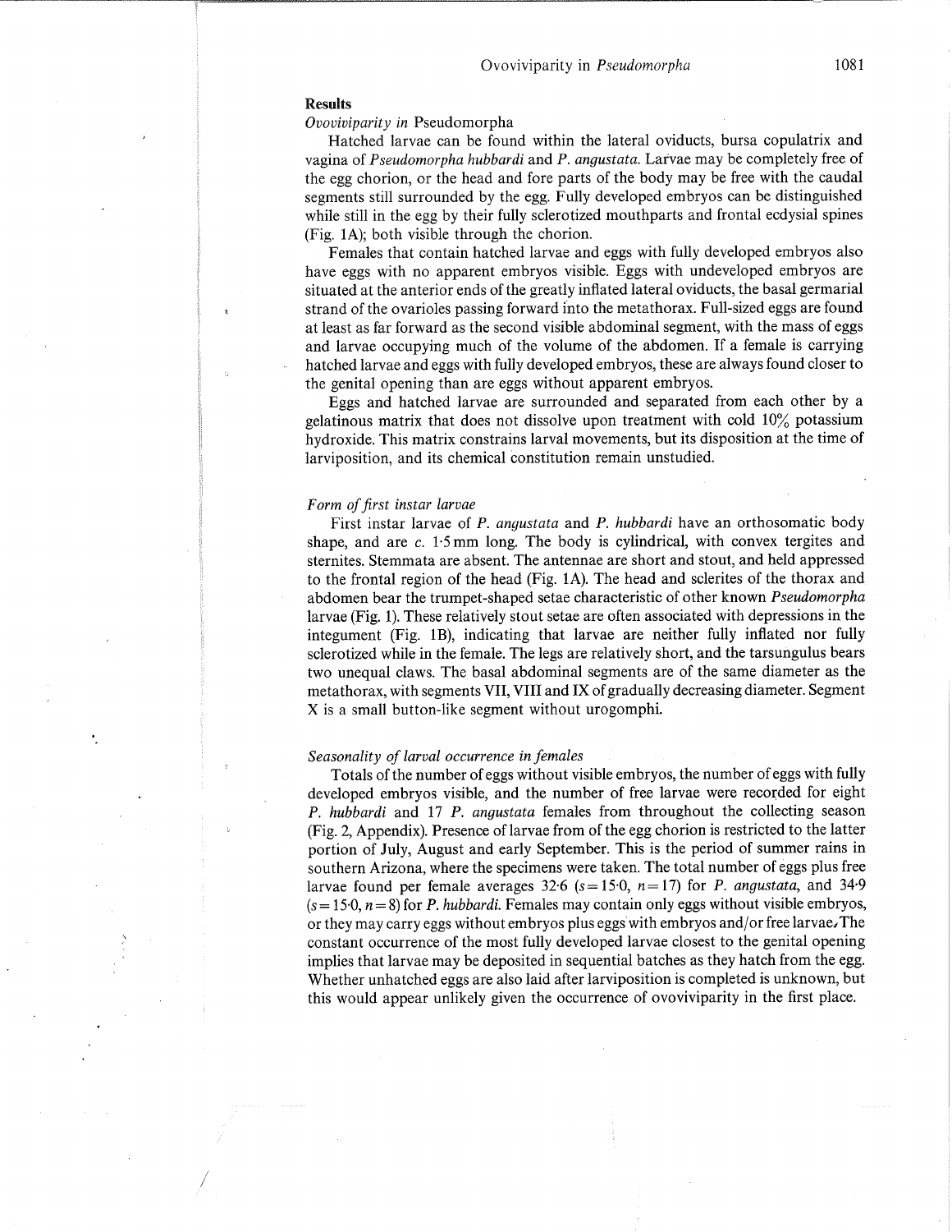## Results

### *Ovoviviparity in* Pseudomorpha

Hatched larvae can be found within the lateral oviducts, bursa copulatrix and vagina of *Pseudomorpha hubbardi* and *P. angustata*. Larvae may be completely free of the egg chorion, or the head and fore parts of the body may be free with the caudal segments still surrounded by the egg. Fully developed embryos can be distinguished while still in the egg by their fully sclerotized mouthparts and frontal ecdysial spines (Fig. 1A); both visible through the chorion.

Females that contain hatched larvae and eggs with fully developed embryos also have eggs with no apparent embryos visible. Eggs with undeveloped embryos are situated at the anterior ends of the greatly inflated lateral oviducts, the basal germarial strand of the ovarioles passing forward into the metathorax. Full-sized eggs are found at least as far forward as the second visible abdominal segment, with the mass of eggs and larvae occupying much of the volume of the abdomen. If a female is carrying hatched larvae and eggs with fully developed embryos, these are always found closer to the genital opening than are eggs without apparent embryos.

Eggs and hatched larvae are surrounded and separated from each other by a gelatinous matrix that does not dissolve upon treatment with cold 10% potassium hydroxide. This matrix constrains larval movements, but its disposition at the time of larviposition, and its chemical constitution remain unstudied.

### *Form of first instar larvae*

First instar larvae of *P. angustata* and *P. hubbardi* have an orthosomatic body shape, and are *c.* 1·5 mm long. The body is cylindrical, with convex tergites and sternites. Stemmata are absent. The antennae are short and stout, and held appressed to the frontal region of the head (Fig. 1A). The head and sclerites of the thorax and abdomen bear the trumpet-shaped setae characteristic of other known *Pseudomorpha* larvae (Fig. 1). These relatively stout setae are often associated with depressions in the integument (Fig. 1B), indicating that larvae are neither fully inflated nor fully sclerotized while in the female. The legs are relatively short, and the tarsungulus bears two unequal claws. The basal abdominal segments are of the same diameter as the metathorax, with segments VII, VIII and IX of gradually decreasing diameter. Segment X is a small button-like segment without urogomphi.

### *Seasonality of larval occurrence in females*

Totals of the number of eggs without visible embryos, the number of eggs with fully developed embryos visible, and the number of free larvae were recorded for eight *P. hubbardi* and 17 *P. angustata* females from throughout the collecting season (Fig. 2, Appendix). Presence of larvae from of the egg chorion is restricted to the latter portion of July, August and early September. This is the period of summer rains in southern Arizona, where the specimens were taken. The total number of eggs plus free larvae found per female averages 32·6 ($s = 15{\cdot}0$, $n = 17$) for *P. angustata*, and 34·9 ($s = 15{\cdot}0$, $n = 8$) for *P. hubbardi*. Females may contain only eggs without visible embryos, or they may carry eggs without embryos plus eggs with embryos and/or free larvae. The constant occurrence of the most fully developed larvae closest to the genital opening implies that larvae may be deposited in sequential batches as they hatch from the egg. Whether unhatched eggs are also laid after larviposition is completed is unknown, but this would appear unlikely given the occurrence of ovoviviparity in the first place.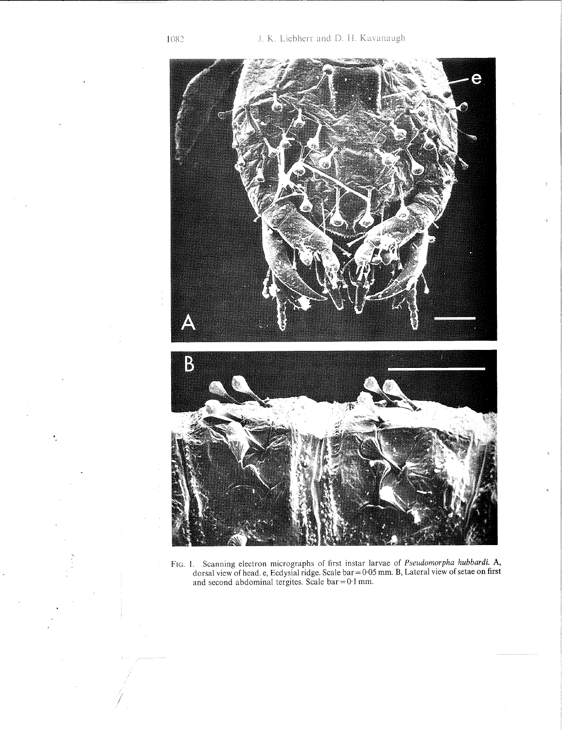FIG. 1. Scanning electron micrographs of first instar larvae of *Pseudomorpha hubbardi*. A, dorsal view of head. e, Ecdysial ridge. Scale bar = 0·05 mm. B, Lateral view of setae on first and second abdominal tergites. Scale bar = 0·1 mm.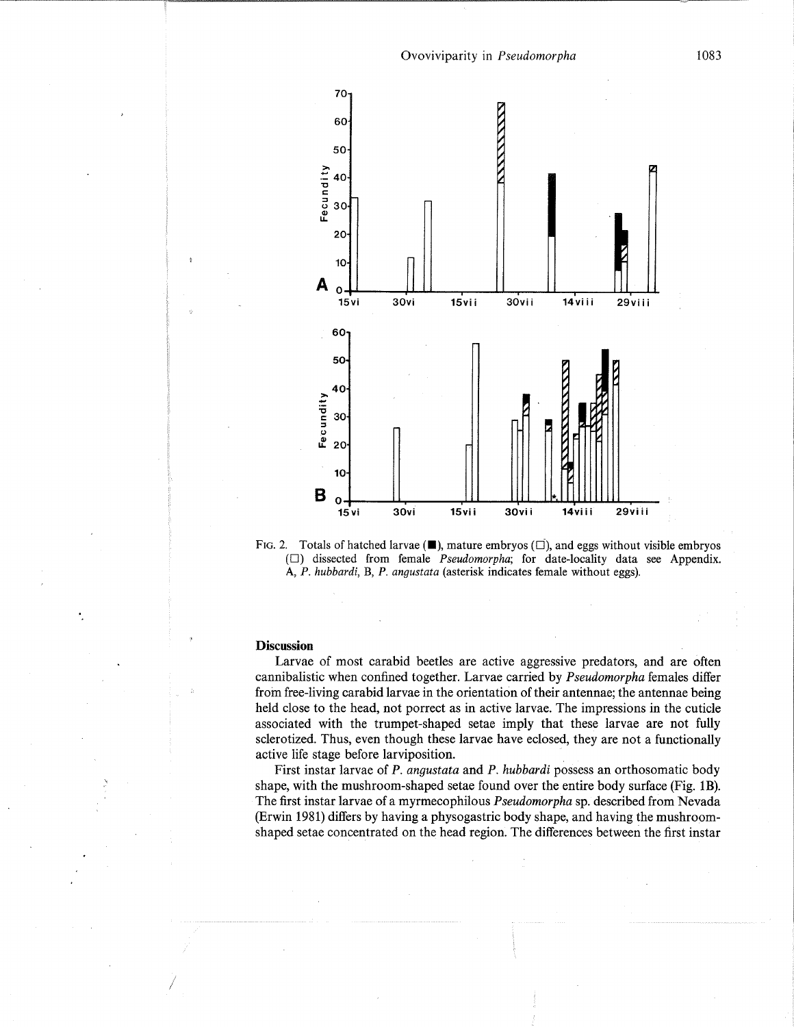70

60

50

40

30

20

10

0

Fecundity

A

15vi 30vi 15vii 30vii 14viii 29viii

60

50

40

30

20

10

0

Fecundity

B

15vi 30vi 15vii 30vii 14viii 29viii

FIG. 2. Totals of hatched larvae (■), mature embryos (▨), and eggs without visible embryos (□) dissected from female *Pseudomorpha*; for date-locality data see Appendix. A, *P. hubbardi*, B, *P. angustata* (asterisk indicates female without eggs).

## Discussion

Larvae of most carabid beetles are active aggressive predators, and are often cannibalistic when confined together. Larvae carried by *Pseudomorpha* females differ from free-living carabid larvae in the orientation of their antennae; the antennae being held close to the head, not porrect as in active larvae. The impressions in the cuticle associated with the trumpet-shaped setae imply that these larvae are not fully sclerotized. Thus, even though these larvae have eclosed, they are not a functionally active life stage before larviposition.

First instar larvae of *P. angustata* and *P. hubbardi* possess an orthosomatic body shape, with the mushroom-shaped setae found over the entire body surface (Fig. 1B). The first instar larvae of a myrmecophilous *Pseudomorpha* sp. described from Nevada (Erwin 1981) differs by having a physogastric body shape, and having the mushroom-shaped setae concentrated on the head region. The differences between the first instar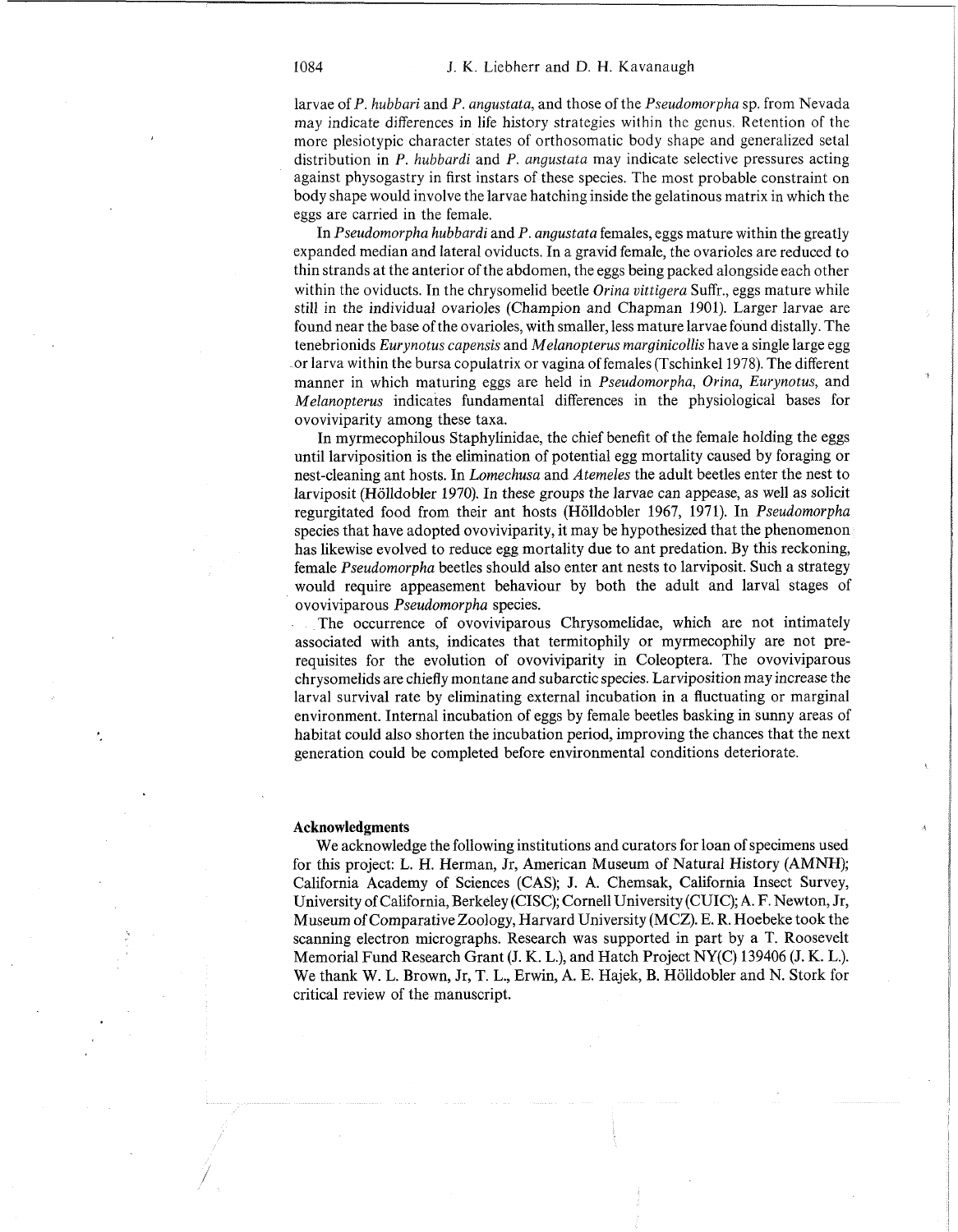larvae of *P. hubbari* and *P. angustata*, and those of the *Pseudomorpha* sp. from Nevada may indicate differences in life history strategies within the genus. Retention of the more plesiotypic character states of orthosomatic body shape and generalized setal distribution in *P. hubbardi* and *P. angustata* may indicate selective pressures acting against physogastry in first instars of these species. The most probable constraint on body shape would involve the larvae hatching inside the gelatinous matrix in which the eggs are carried in the female.

In *Pseudomorpha hubbardi* and *P. angustata* females, eggs mature within the greatly expanded median and lateral oviducts. In a gravid female, the ovarioles are reduced to thin strands at the anterior of the abdomen, the eggs being packed alongside each other within the oviducts. In the chrysomelid beetle *Orina vittigera* Suffr., eggs mature while still in the individual ovarioles (Champion and Chapman 1901). Larger larvae are found near the base of the ovarioles, with smaller, less mature larvae found distally. The tenebrionids *Eurynotus capensis* and *Melanopterus marginicollis* have a single large egg or larva within the bursa copulatrix or vagina of females (Tschinkel 1978). The different manner in which maturing eggs are held in *Pseudomorpha*, *Orina*, *Eurynotus*, and *Melanopterus* indicates fundamental differences in the physiological bases for ovoviviparity among these taxa.

In myrmecophilous Staphylinidae, the chief benefit of the female holding the eggs until larviposition is the elimination of potential egg mortality caused by foraging or nest-cleaning ant hosts. In *Lomechusa* and *Atemeles* the adult beetles enter the nest to larviposit (Hölldobler 1970). In these groups the larvae can appease, as well as solicit regurgitated food from their ant hosts (Hölldobler 1967, 1971). In *Pseudomorpha* species that have adopted ovoviviparity, it may be hypothesized that the phenomenon has likewise evolved to reduce egg mortality due to ant predation. By this reckoning, female *Pseudomorpha* beetles should also enter ant nests to larviposit. Such a strategy would require appeasement behaviour by both the adult and larval stages of ovoviviparous *Pseudomorpha* species.

The occurrence of ovoviviparous Chrysomelidae, which are not intimately associated with ants, indicates that termitophily or myrmecophily are not prerequisites for the evolution of ovoviviparity in Coleoptera. The ovoviviparous chrysomelids are chiefly montane and subarctic species. Larviposition may increase the larval survival rate by eliminating external incubation in a fluctuating or marginal environment. Internal incubation of eggs by female beetles basking in sunny areas of habitat could also shorten the incubation period, improving the chances that the next generation could be completed before environmental conditions deteriorate.

## Acknowledgments

We acknowledge the following institutions and curators for loan of specimens used for this project: L. H. Herman, Jr, American Museum of Natural History (AMNH); California Academy of Sciences (CAS); J. A. Chemsak, California Insect Survey, University of California, Berkeley (CISC); Cornell University (CUIC); A. F. Newton, Jr, Museum of Comparative Zoology, Harvard University (MCZ). E. R. Hoebeke took the scanning electron micrographs. Research was supported in part by a T. Roosevelt Memorial Fund Research Grant (J. K. L.), and Hatch Project NY(C) 139406 (J. K. L.). We thank W. L. Brown, Jr, T. L., Erwin, A. E. Hajek, B. Hölldobler and N. Stork for critical review of the manuscript.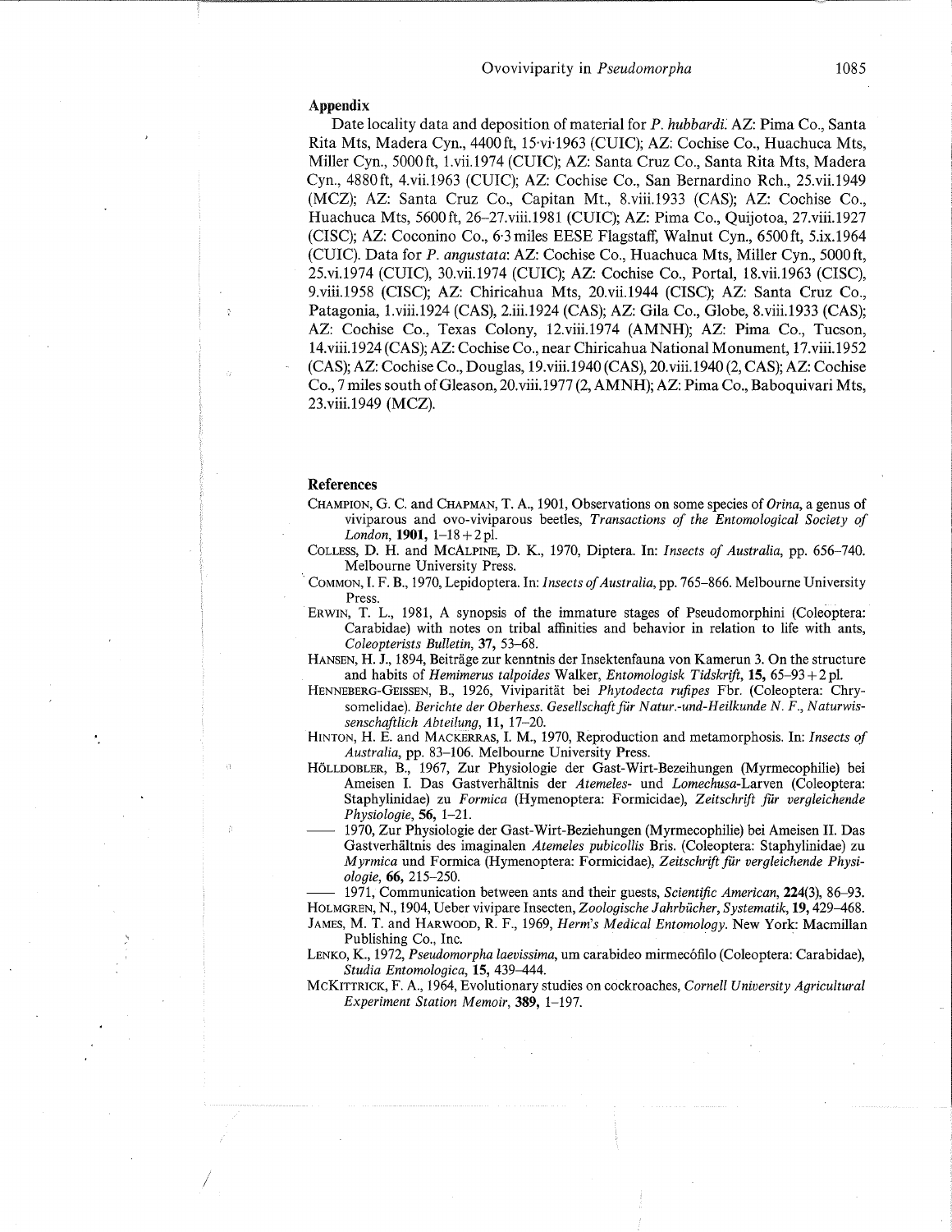## Appendix

Date locality data and deposition of material for *P. hubbardi.* AZ: Pima Co., Santa Rita Mts, Madera Cyn., 4400 ft, 15·vi·1963 (CUIC); AZ: Cochise Co., Huachuca Mts, Miller Cyn., 5000 ft, 1.vii.1974 (CUIC); AZ: Santa Cruz Co., Santa Rita Mts, Madera Cyn., 4880 ft, 4.vii.1963 (CUIC); AZ: Cochise Co., San Bernardino Rch., 25.vii.1949 (MCZ); AZ: Santa Cruz Co., Capitan Mt., 8.viii.1933 (CAS); AZ: Cochise Co., Huachuca Mts, 5600 ft, 26–27.viii.1981 (CUIC); AZ: Pima Co., Quijotoa, 27.viii.1927 (CISC); AZ: Coconino Co., 6·3 miles EESE Flagstaff, Walnut Cyn., 6500 ft, 5.ix.1964 (CUIC). Data for *P. angustata*: AZ: Cochise Co., Huachuca Mts, Miller Cyn., 5000 ft, 25.vi.1974 (CUIC), 30.vii.1974 (CUIC); AZ: Cochise Co., Portal, 18.vii.1963 (CISC), 9.viii.1958 (CISC); AZ: Chiricahua Mts, 20.vii.1944 (CISC); AZ: Santa Cruz Co., Patagonia, 1.viii.1924 (CAS), 2.iii.1924 (CAS); AZ: Gila Co., Globe, 8.viii.1933 (CAS); AZ: Cochise Co., Texas Colony, 12.viii.1974 (AMNH); AZ: Pima Co., Tucson, 14.viii.1924 (CAS); AZ: Cochise Co., near Chiricahua National Monument, 17.viii.1952 (CAS); AZ: Cochise Co., Douglas, 19.viii.1940 (CAS), 20.viii.1940 (2, CAS); AZ: Cochise Co., 7 miles south of Gleason, 20.viii.1977 (2, AMNH); AZ: Pima Co., Baboquivari Mts, 23.viii.1949 (MCZ).

## References

CHAMPION, G. C. and CHAPMAN, T. A., 1901, Observations on some species of *Orina*, a genus of viviparous and ovo-viviparous beetles, *Transactions of the Entomological Society of London*, **1901**, 1–18 + 2 pl.

COLLESS, D. H. and MCALPINE, D. K., 1970, Diptera. In: *Insects of Australia*, pp. 656–740. Melbourne University Press.

COMMON, I. F. B., 1970, Lepidoptera. In: *Insects of Australia*, pp. 765–866. Melbourne University Press.

ERWIN, T. L., 1981, A synopsis of the immature stages of Pseudomorphini (Coleoptera: Carabidae) with notes on tribal affinities and behavior in relation to life with ants, *Coleopterists Bulletin*, **37**, 53–68.

HANSEN, H. J., 1894, Beiträge zur kenntnis der Insektenfauna von Kamerun 3. On the structure and habits of *Hemimerus talpoides* Walker, *Entomologisk Tidskrift*, **15**, 65–93 + 2 pl.

HENNEBERG-GEISSEN, B., 1926, Viviparität bei *Phytodecta rufipes* Fbr. (Coleoptera: Chrysomelidae). *Berichte der Oberhess. Gesellschaft für Natur.-und-Heilkunde N. F., Naturwissenschaftlich Abteilung*, **11**, 17–20.

HINTON, H. E. and MACKERRAS, I. M., 1970, Reproduction and metamorphosis. In: *Insects of Australia*, pp. 83–106. Melbourne University Press.

HÖLLDOBLER, B., 1967, Zur Physiologie der Gast-Wirt-Bezeihungen (Myrmecophilie) bei Ameisen I. Das Gastverhältnis der *Atemeles*- und *Lomechusa*-Larven (Coleoptera: Staphylinidae) zu *Formica* (Hymenoptera: Formicidae), *Zeitschrift für vergleichende Physiologie*, **56**, 1–21.

—— 1970, Zur Physiologie der Gast-Wirt-Beziehungen (Myrmecophilie) bei Ameisen II. Das Gastverhältnis des imaginalen *Atemeles pubicollis* Bris. (Coleoptera: Staphylinidae) zu *Myrmica* und Formica (Hymenoptera: Formicidae), *Zeitschrift für vergleichende Physiologie*, **66**, 215–250.

—— 1971, Communication between ants and their guests, *Scientific American*, **224**(3), 86–93.

HOLMGREN, N., 1904, Ueber vivipare Insecten, *Zoologische Jahrbücher, Systematik*, **19**, 429–468.

JAMES, M. T. and HARWOOD, R. F., 1969, *Herm's Medical Entomology*. New York: Macmillan Publishing Co., Inc.

LENKO, K., 1972, *Pseudomorpha laevissima*, um carabideo mirmecófilo (Coleoptera: Carabidae), *Studia Entomologica*, **15**, 439–444.

MCKITTRICK, F. A., 1964, Evolutionary studies on cockroaches, *Cornell University Agricultural Experiment Station Memoir*, **389**, 1–197.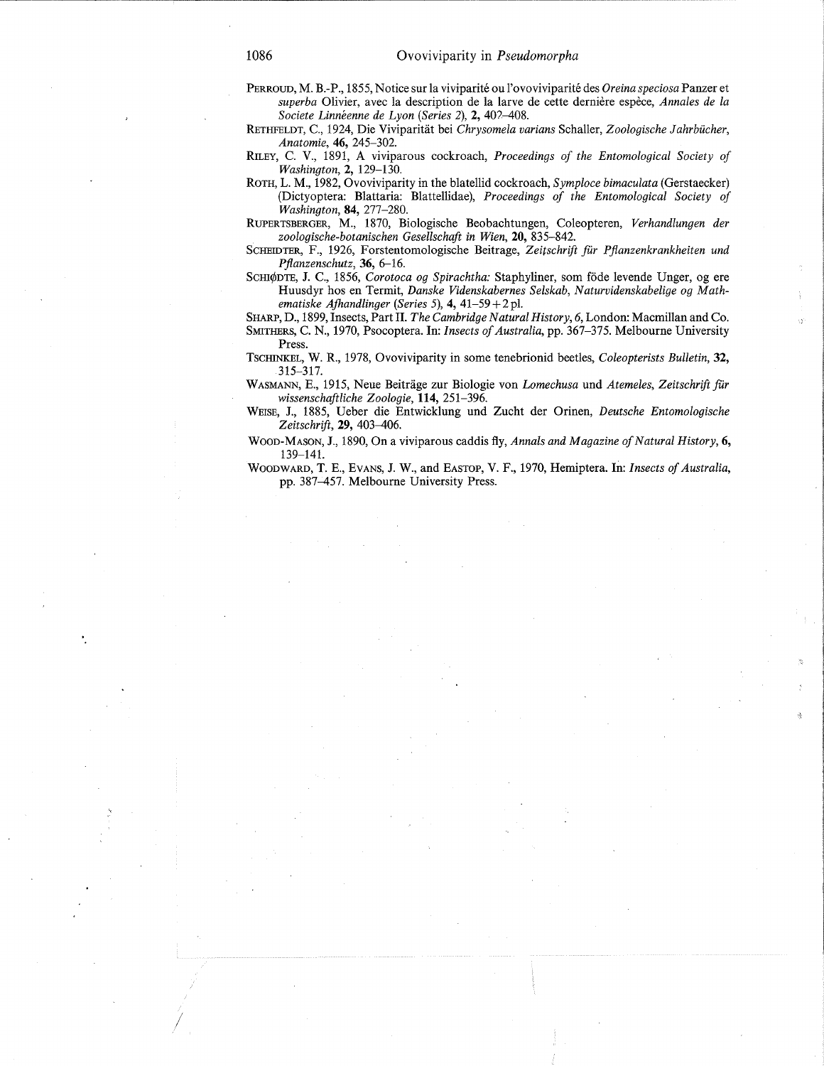PERROUD, M. B.-P., 1855, Notice sur la viviparité ou l'ovoviviparité des *Oreina speciosa* Panzer et *superba* Olivier, avec la description de la larve de cette dernière espèce, *Annales de la Societe Linnéenne de Lyon* (*Series 2*), **2**, 402–408.

RETHFELDT, C., 1924, Die Viviparität bei *Chrysomela varians* Schaller, *Zoologische Jahrbücher, Anatomie*, **46**, 245–302.

RILEY, C. V., 1891, A viviparous cockroach, *Proceedings of the Entomological Society of Washington*, **2**, 129–130.

ROTH, L. M., 1982, Ovoviviparity in the blatellid cockroach, *Symploce bimaculata* (Gerstaecker) (Dictyoptera: Blattaria: Blattellidae), *Proceedings of the Entomological Society of Washington*, **84**, 277–280.

RUPERTSBERGER, M., 1870, Biologische Beobachtungen, Coleopteren, *Verhandlungen der zoologische-botanischen Gesellschaft in Wien*, **20**, 835–842.

SCHEIDTER, F., 1926, Forstentomologische Beitrage, *Zeitschrift für Pflanzenkrankheiten und Pflanzenschutz*, **36**, 6–16.

SCHIØDTE, J. C., 1856, *Corotoca og Spirachtha:* Staphyliner, som föde levende Unger, og ere Huusdyr hos en Termit, *Danske Videnskabernes Selskab, Naturvidenskabelige og Mathematiske Afhandlinger* (*Series 5*), **4**, 41–59 + 2 pl.

SHARP, D., 1899, Insects, Part II. *The Cambridge Natural History*, *6*, London: Macmillan and Co.

SMITHERS, C. N., 1970, Psocoptera. In: *Insects of Australia*, pp. 367–375. Melbourne University Press.

TSCHINKEL, W. R., 1978, Ovoviviparity in some tenebrionid beetles, *Coleopterists Bulletin*, **32**, 315–317.

WASMANN, E., 1915, Neue Beiträge zur Biologie von *Lomechusa* und *Atemeles*, *Zeitschrift für wissenschaftliche Zoologie*, **114**, 251–396.

WEISE, J., 1885, Ueber die Entwicklung und Zucht der Orinen, *Deutsche Entomologische Zeitschrift*, **29**, 403–406.

WOOD-MASON, J., 1890, On a viviparous caddis fly, *Annals and Magazine of Natural History*, **6**, 139–141.

WOODWARD, T. E., EVANS, J. W., and EASTOP, V. F., 1970, Hemiptera. In: *Insects of Australia*, pp. 387–457. Melbourne University Press.